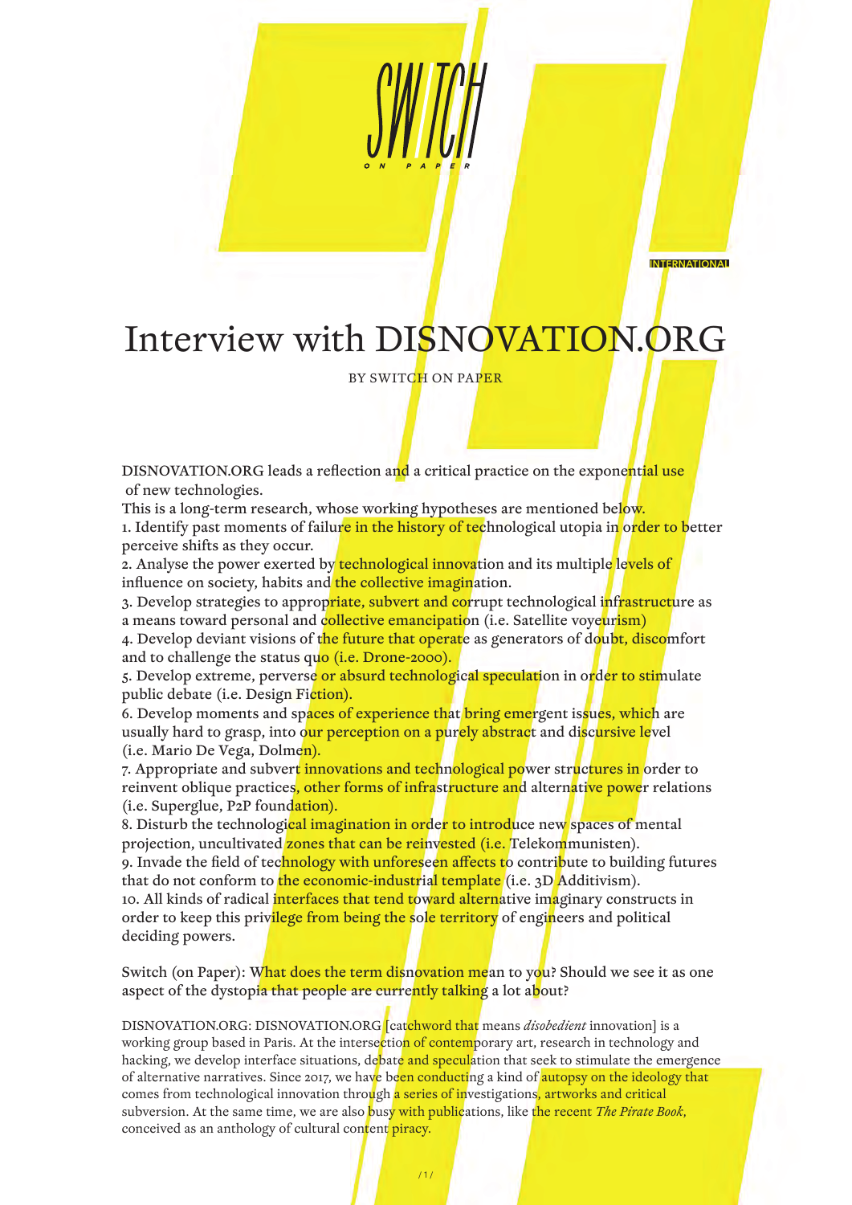SWITCH ON PAPER

INTERNATIONAL

# Interview with DISNOVATION.ORG

BY SWITCH ON PAPER

DISNOVATION.ORG leads a reflection and a critical practice on the exponential use of new technologies.

This is a long-term research, whose working hypotheses are mentioned below.

1. Identify past moments of failure in the history of technological utopia in order to better perceive shifts as they occur.
2. Analyse the power exerted by technological innovation and its multiple levels of influence on society, habits and the collective imagination.
3. Develop strategies to appropriate, subvert and corrupt technological infrastructure as a means toward personal and collective emancipation (i.e. Satellite voyeurism)
4. Develop deviant visions of the future that operate as generators of doubt, discomfort and to challenge the status quo (i.e. Drone-2000).
5. Develop extreme, perverse or absurd technological speculation in order to stimulate public debate (i.e. Design Fiction).
6. Develop moments and spaces of experience that bring emergent issues, which are usually hard to grasp, into our perception on a purely abstract and discursive level (i.e. Mario De Vega, Dolmen).
7. Appropriate and subvert innovations and technological power structures in order to reinvent oblique practices, other forms of infrastructure and alternative power relations (i.e. Superglue, P2P foundation).
8. Disturb the technological imagination in order to introduce new spaces of mental projection, uncultivated zones that can be reinvested (i.e. Telekommunisten).
9. Invade the field of technology with unforeseen affects to contribute to building futures that do not conform to the economic-industrial template (i.e. 3D Additivism).
10. All kinds of radical interfaces that tend toward alternative imaginary constructs in order to keep this privilege from being the sole territory of engineers and political deciding powers.

Switch (on Paper): What does the term disnovation mean to you? Should we see it as one aspect of the dystopia that people are currently talking a lot about?

DISNOVATION.ORG: DISNOVATION.ORG [catchword that means *disobedient* innovation] is a working group based in Paris. At the intersection of contemporary art, research in technology and hacking, we develop interface situations, debate and speculation that seek to stimulate the emergence of alternative narratives. Since 2017, we have been conducting a kind of autopsy on the ideology that comes from technological innovation through a series of investigations, artworks and critical subversion. At the same time, we are also busy with publications, like the recent *The Pirate Book*, conceived as an anthology of cultural content piracy.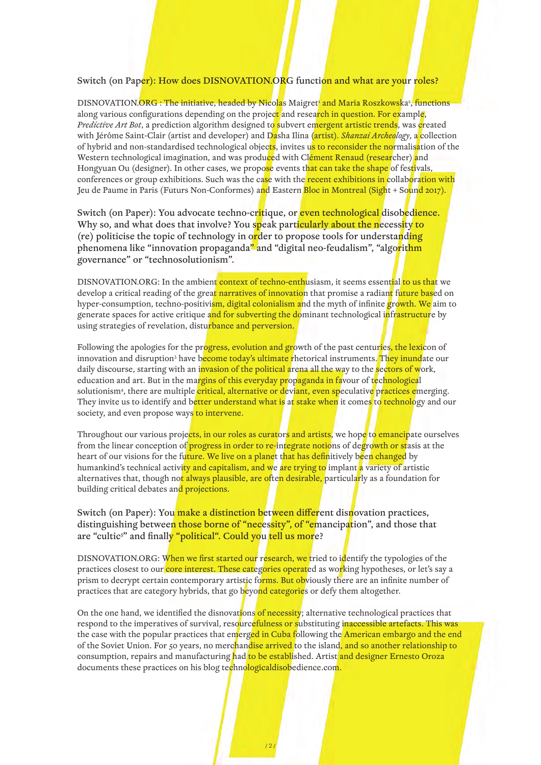**Switch (on Paper): How does DISNOVATION.ORG function and what are your roles?**

DISNOVATION.ORG : The initiative, headed by Nicolas Maigret[1] and Maria Roszkowska[2], functions along various configurations depending on the project and research in question. For example, *Predictive Art Bot*, a prediction algorithm designed to subvert emergent artistic trends, was created with Jérôme Saint-Clair (artist and developer) and Dasha Ilina (artist). *Shanzai Archeology*, a collection of hybrid and non-standardised technological objects, invites us to reconsider the normalisation of the Western technological imagination, and was produced with Clément Renaud (researcher) and Hongyuan Ou (designer). In other cases, we propose events that can take the shape of festivals, conferences or group exhibitions. Such was the case with the recent exhibitions in collaboration with Jeu de Paume in Paris (Futurs Non-Conformes) and Eastern Bloc in Montreal (Sight + Sound 2017).

**Switch (on Paper): You advocate techno-critique, or even technological disobedience. Why so, and what does that involve? You speak particularly about the necessity to (re) politicise the topic of technology in order to propose tools for understanding phenomena like "innovation propaganda" and "digital neo-feudalism", "algorithm governance" or "technosolutionism".**

DISNOVATION.ORG: In the ambient context of techno-enthusiasm, it seems essential to us that we develop a critical reading of the great narratives of innovation that promise a radiant future based on hyper-consumption, techno-positivism, digital colonialism and the myth of infinite growth. We aim to generate spaces for active critique and for subverting the dominant technological infrastructure by using strategies of revelation, disturbance and perversion.

Following the apologies for the progress, evolution and growth of the past centuries, the lexicon of innovation and disruption[3] have become today's ultimate rhetorical instruments. They inundate our daily discourse, starting with an invasion of the political arena all the way to the sectors of work, education and art. But in the margins of this everyday propaganda in favour of technological solutionism[4], there are multiple critical, alternative or deviant, even speculative practices emerging. They invite us to identify and better understand what is at stake when it comes to technology and our society, and even propose ways to intervene.

Throughout our various projects, in our roles as curators and artists, we hope to emancipate ourselves from the linear conception of progress in order to re-integrate notions of degrowth or stasis at the heart of our visions for the future. We live on a planet that has definitively been changed by humankind's technical activity and capitalism, and we are trying to implant a variety of artistic alternatives that, though not always plausible, are often desirable, particularly as a foundation for building critical debates and projections.

**Switch (on Paper): You make a distinction between different disnovation practices, distinguishing between those borne of "necessity", of "emancipation", and those that are "cultic[5]" and finally "political". Could you tell us more?**

DISNOVATION.ORG: When we first started our research, we tried to identify the typologies of the practices closest to our core interest. These categories operated as working hypotheses, or let's say a prism to decrypt certain contemporary artistic forms. But obviously there are an infinite number of practices that are category hybrids, that go beyond categories or defy them altogether.

On the one hand, we identified the disnovations of necessity; alternative technological practices that respond to the imperatives of survival, resourcefulness or substituting inaccessible artefacts. This was the case with the popular practices that emerged in Cuba following the American embargo and the end of the Soviet Union. For 50 years, no merchandise arrived to the island, and so another relationship to consumption, repairs and manufacturing had to be established. Artist and designer Ernesto Oroza documents these practices on his blog technologicaldisobedience.com.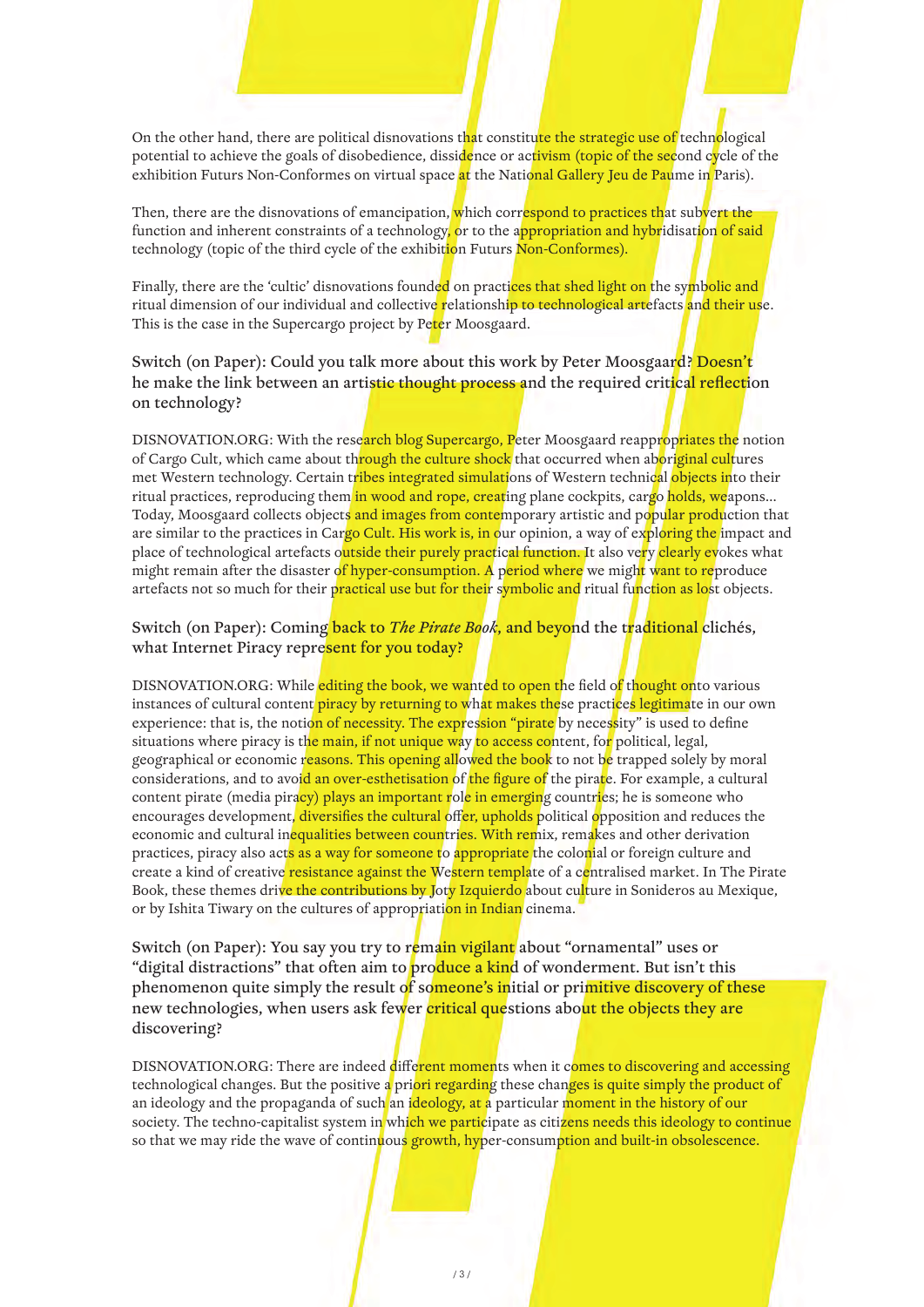On the other hand, there are political disnovations that constitute the strategic use of technological potential to achieve the goals of disobedience, dissidence or activism (topic of the second cycle of the exhibition Futurs Non-Conformes on virtual space at the National Gallery Jeu de Paume in Paris).

Then, there are the disnovations of emancipation, which correspond to practices that subvert the function and inherent constraints of a technology, or to the appropriation and hybridisation of said technology (topic of the third cycle of the exhibition Futurs Non-Conformes).

Finally, there are the 'cultic' disnovations founded on practices that shed light on the symbolic and ritual dimension of our individual and collective relationship to technological artefacts and their use. This is the case in the Supercargo project by Peter Moosgaard.

**Switch (on Paper): Could you talk more about this work by Peter Moosgaard? Doesn't he make the link between an artistic thought process and the required critical reflection on technology?**

DISNOVATION.ORG: With the research blog Supercargo, Peter Moosgaard reappropriates the notion of Cargo Cult, which came about through the culture shock that occurred when aboriginal cultures met Western technology. Certain tribes integrated simulations of Western technical objects into their ritual practices, reproducing them in wood and rope, creating plane cockpits, cargo holds, weapons... Today, Moosgaard collects objects and images from contemporary artistic and popular production that are similar to the practices in Cargo Cult. His work is, in our opinion, a way of exploring the impact and place of technological artefacts outside their purely practical function. It also very clearly evokes what might remain after the disaster of hyper-consumption. A period where we might want to reproduce artefacts not so much for their practical use but for their symbolic and ritual function as lost objects.

**Switch (on Paper): Coming back to *The Pirate Book*, and beyond the traditional clichés, what Internet Piracy represent for you today?**

DISNOVATION.ORG: While editing the book, we wanted to open the field of thought onto various instances of cultural content piracy by returning to what makes these practices legitimate in our own experience: that is, the notion of necessity. The expression "pirate by necessity" is used to define situations where piracy is the main, if not unique way to access content, for political, legal, geographical or economic reasons. This opening allowed the book to not be trapped solely by moral considerations, and to avoid an over-esthetisation of the figure of the pirate. For example, a cultural content pirate (media piracy) plays an important role in emerging countries; he is someone who encourages development, diversifies the cultural offer, upholds political opposition and reduces the economic and cultural inequalities between countries. With remix, remakes and other derivation practices, piracy also acts as a way for someone to appropriate the colonial or foreign culture and create a kind of creative resistance against the Western template of a centralised market. In The Pirate Book, these themes drive the contributions by Joty Izquierdo about culture in Sonideros au Mexique, or by Ishita Tiwary on the cultures of appropriation in Indian cinema.

**Switch (on Paper): You say you try to remain vigilant about "ornamental" uses or "digital distractions" that often aim to produce a kind of wonderment. But isn't this phenomenon quite simply the result of someone's initial or primitive discovery of these new technologies, when users ask fewer critical questions about the objects they are discovering?**

DISNOVATION.ORG: There are indeed different moments when it comes to discovering and accessing technological changes. But the positive a priori regarding these changes is quite simply the product of an ideology and the propaganda of such an ideology, at a particular moment in the history of our society. The techno-capitalist system in which we participate as citizens needs this ideology to continue so that we may ride the wave of continuous growth, hyper-consumption and built-in obsolescence.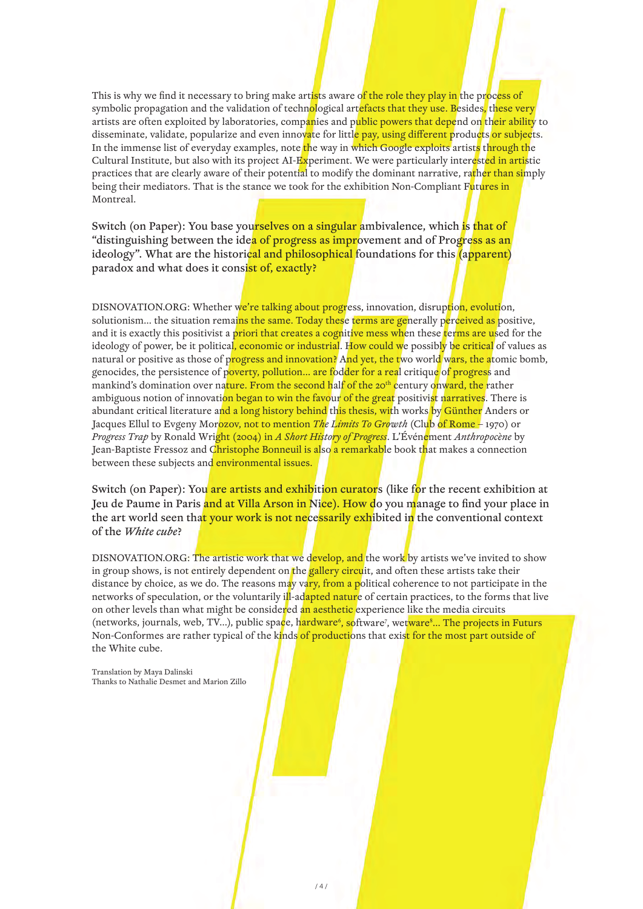This is why we find it necessary to bring make artists aware of the role they play in the process of symbolic propagation and the validation of technological artefacts that they use. Besides, these very artists are often exploited by laboratories, companies and public powers that depend on their ability to disseminate, validate, popularize and even innovate for little pay, using different products or subjects. In the immense list of everyday examples, note the way in which Google exploits artists through the Cultural Institute, but also with its project AI-Experiment. We were particularly interested in artistic practices that are clearly aware of their potential to modify the dominant narrative, rather than simply being their mediators. That is the stance we took for the exhibition Non-Compliant Futures in Montreal.

Switch (on Paper): You base yourselves on a singular ambivalence, which is that of "distinguishing between the idea of progress as improvement and of Progress as an ideology". What are the historical and philosophical foundations for this (apparent) paradox and what does it consist of, exactly?

DISNOVATION.ORG: Whether we're talking about progress, innovation, disruption, evolution, solutionism... the situation remains the same. Today these terms are generally perceived as positive, and it is exactly this positivist a priori that creates a cognitive mess when these terms are used for the ideology of power, be it political, economic or industrial. How could we possibly be critical of values as natural or positive as those of progress and innovation? And yet, the two world wars, the atomic bomb, genocides, the persistence of poverty, pollution... are fodder for a real critique of progress and mankind's domination over nature. From the second half of the 20th century onward, the rather ambiguous notion of innovation began to win the favour of the great positivist narratives. There is abundant critical literature and a long history behind this thesis, with works by Günther Anders or Jacques Ellul to Evgeny Morozov, not to mention *The Limits To Growth* (Club of Rome – 1970) or *Progress Trap* by Ronald Wright (2004) in *A Short History of Progress*. L'Événement *Anthropocène* by Jean-Baptiste Fressoz and Christophe Bonneuil is also a remarkable book that makes a connection between these subjects and environmental issues.

Switch (on Paper): You are artists and exhibition curators (like for the recent exhibition at Jeu de Paume in Paris and at Villa Arson in Nice). How do you manage to find your place in the art world seen that your work is not necessarily exhibited in the conventional context of the *White cube*?

DISNOVATION.ORG: The artistic work that we develop, and the work by artists we've invited to show in group shows, is not entirely dependent on the gallery circuit, and often these artists take their distance by choice, as we do. The reasons may vary, from a political coherence to not participate in the networks of speculation, or the voluntarily ill-adapted nature of certain practices, to the forms that live on other levels than what might be considered an aesthetic experience like the media circuits (networks, journals, web, TV...), public space, hardware[6], software[7], wetware[8]... The projects in Futurs Non-Conformes are rather typical of the kinds of productions that exist for the most part outside of the White cube.

Translation by Maya Dalinski
Thanks to Nathalie Desmet and Marion Zillo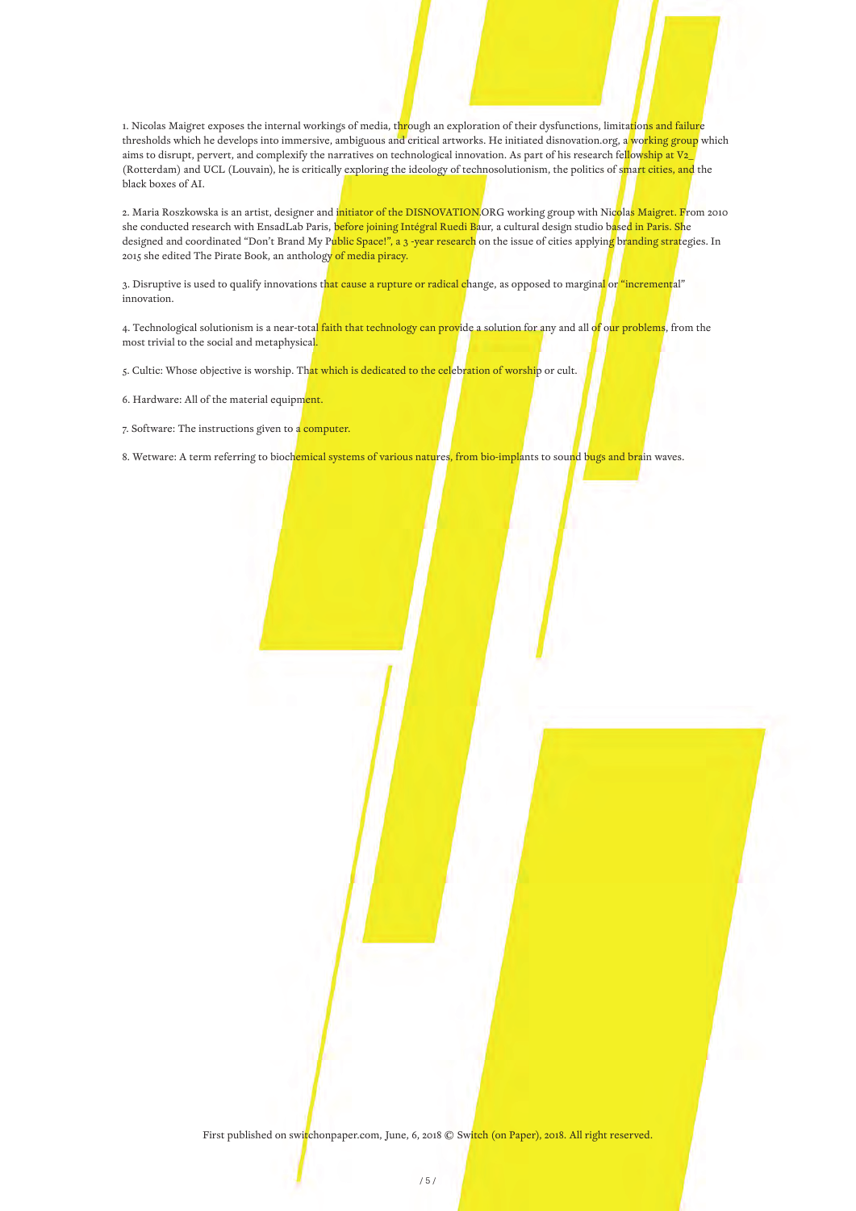1. Nicolas Maigret exposes the internal workings of media, through an exploration of their dysfunctions, limitations and failure thresholds which he develops into immersive, ambiguous and critical artworks. He initiated disnovation.org, a working group which aims to disrupt, pervert, and complexify the narratives on technological innovation. As part of his research fellowship at V2_ (Rotterdam) and UCL (Louvain), he is critically exploring the ideology of technosolutionism, the politics of smart cities, and the black boxes of AI.

2. Maria Roszkowska is an artist, designer and initiator of the DISNOVATION.ORG working group with Nicolas Maigret. From 2010 she conducted research with EnsadLab Paris, before joining Intégral Ruedi Baur, a cultural design studio based in Paris. She designed and coordinated “Don't Brand My Public Space!”, a 3 -year research on the issue of cities applying branding strategies. In 2015 she edited The Pirate Book, an anthology of media piracy.

3. Disruptive is used to qualify innovations that cause a rupture or radical change, as opposed to marginal or “incremental” innovation.

4. Technological solutionism is a near-total faith that technology can provide a solution for any and all of our problems, from the most trivial to the social and metaphysical.

5. Cultic: Whose objective is worship. That which is dedicated to the celebration of worship or cult.

6. Hardware: All of the material equipment.

7. Software: The instructions given to a computer.

8. Wetware: A term referring to biochemical systems of various natures, from bio-implants to sound bugs and brain waves.

First published on switchonpaper.com, June, 6, 2018 © Switch (on Paper), 2018. All right reserved.